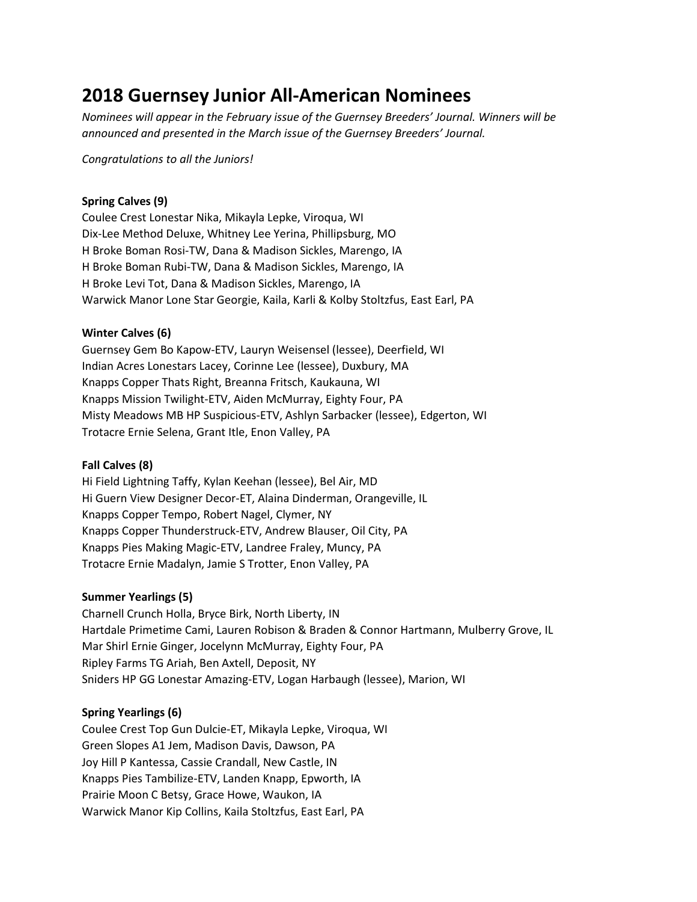# 2018 Guernsey Junior All-American Nominees

*Nominees will appear in the February issue of the Guernsey Breeders' Journal. Winners will be announced and presented in the March issue of the Guernsey Breeders' Journal.*

*Congratulations to all the Juniors!*

**Spring Calves (9)**

Coulee Crest Lonestar Nika, Mikayla Lepke, Viroqua, WI
Dix-Lee Method Deluxe, Whitney Lee Yerina, Phillipsburg, MO
H Broke Boman Rosi-TW, Dana & Madison Sickles, Marengo, IA
H Broke Boman Rubi-TW, Dana & Madison Sickles, Marengo, IA
H Broke Levi Tot, Dana & Madison Sickles, Marengo, IA
Warwick Manor Lone Star Georgie, Kaila, Karli & Kolby Stoltzfus, East Earl, PA

**Winter Calves (6)**

Guernsey Gem Bo Kapow-ETV, Lauryn Weisensel (lessee), Deerfield, WI
Indian Acres Lonestars Lacey, Corinne Lee (lessee), Duxbury, MA
Knapps Copper Thats Right, Breanna Fritsch, Kaukauna, WI
Knapps Mission Twilight-ETV, Aiden McMurray, Eighty Four, PA
Misty Meadows MB HP Suspicious-ETV, Ashlyn Sarbacker (lessee), Edgerton, WI
Trotacre Ernie Selena, Grant Itle, Enon Valley, PA

**Fall Calves (8)**

Hi Field Lightning Taffy, Kylan Keehan (lessee), Bel Air, MD
Hi Guern View Designer Decor-ET, Alaina Dinderman, Orangeville, IL
Knapps Copper Tempo, Robert Nagel, Clymer, NY
Knapps Copper Thunderstruck-ETV, Andrew Blauser, Oil City, PA
Knapps Pies Making Magic-ETV, Landree Fraley, Muncy, PA
Trotacre Ernie Madalyn, Jamie S Trotter, Enon Valley, PA

**Summer Yearlings (5)**

Charnell Crunch Holla, Bryce Birk, North Liberty, IN
Hartdale Primetime Cami, Lauren Robison & Braden & Connor Hartmann, Mulberry Grove, IL
Mar Shirl Ernie Ginger, Jocelynn McMurray, Eighty Four, PA
Ripley Farms TG Ariah, Ben Axtell, Deposit, NY
Sniders HP GG Lonestar Amazing-ETV, Logan Harbaugh (lessee), Marion, WI

**Spring Yearlings (6)**

Coulee Crest Top Gun Dulcie-ET, Mikayla Lepke, Viroqua, WI
Green Slopes A1 Jem, Madison Davis, Dawson, PA
Joy Hill P Kantessa, Cassie Crandall, New Castle, IN
Knapps Pies Tambilize-ETV, Landen Knapp, Epworth, IA
Prairie Moon C Betsy, Grace Howe, Waukon, IA
Warwick Manor Kip Collins, Kaila Stoltzfus, East Earl, PA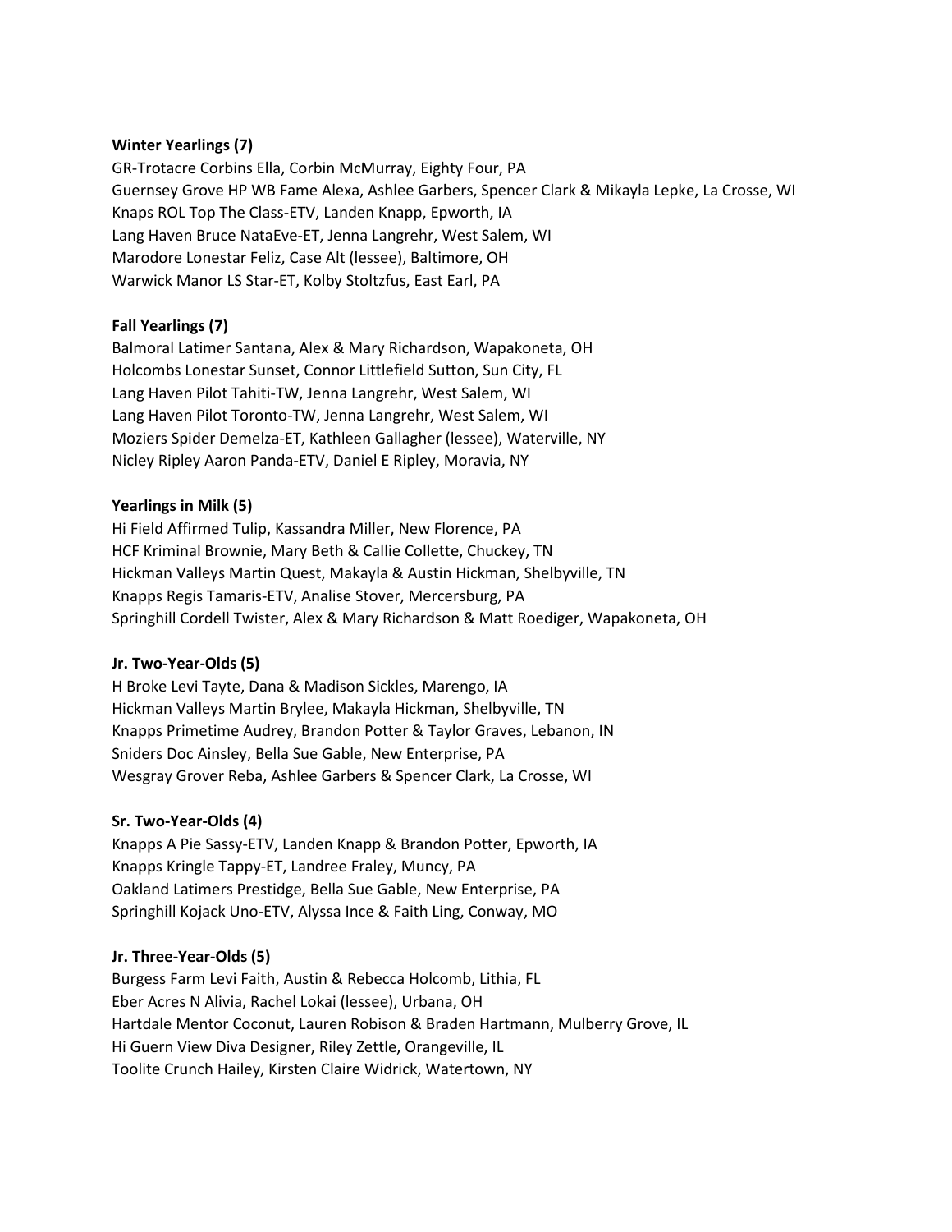**Winter Yearlings (7)**

GR-Trotacre Corbins Ella, Corbin McMurray, Eighty Four, PA
Guernsey Grove HP WB Fame Alexa, Ashlee Garbers, Spencer Clark & Mikayla Lepke, La Crosse, WI
Knaps ROL Top The Class-ETV, Landen Knapp, Epworth, IA
Lang Haven Bruce NataEve-ET, Jenna Langrehr, West Salem, WI
Marodore Lonestar Feliz, Case Alt (lessee), Baltimore, OH
Warwick Manor LS Star-ET, Kolby Stoltzfus, East Earl, PA

**Fall Yearlings (7)**

Balmoral Latimer Santana, Alex & Mary Richardson, Wapakoneta, OH
Holcombs Lonestar Sunset, Connor Littlefield Sutton, Sun City, FL
Lang Haven Pilot Tahiti-TW, Jenna Langrehr, West Salem, WI
Lang Haven Pilot Toronto-TW, Jenna Langrehr, West Salem, WI
Moziers Spider Demelza-ET, Kathleen Gallagher (lessee), Waterville, NY
Nicley Ripley Aaron Panda-ETV, Daniel E Ripley, Moravia, NY

**Yearlings in Milk (5)**

Hi Field Affirmed Tulip, Kassandra Miller, New Florence, PA
HCF Kriminal Brownie, Mary Beth & Callie Collette, Chuckey, TN
Hickman Valleys Martin Quest, Makayla & Austin Hickman, Shelbyville, TN
Knapps Regis Tamaris-ETV, Analise Stover, Mercersburg, PA
Springhill Cordell Twister, Alex & Mary Richardson & Matt Roediger, Wapakoneta, OH

**Jr. Two-Year-Olds (5)**

H Broke Levi Tayte, Dana & Madison Sickles, Marengo, IA
Hickman Valleys Martin Brylee, Makayla Hickman, Shelbyville, TN
Knapps Primetime Audrey, Brandon Potter & Taylor Graves, Lebanon, IN
Sniders Doc Ainsley, Bella Sue Gable, New Enterprise, PA
Wesgray Grover Reba, Ashlee Garbers & Spencer Clark, La Crosse, WI

**Sr. Two-Year-Olds (4)**

Knapps A Pie Sassy-ETV, Landen Knapp & Brandon Potter, Epworth, IA
Knapps Kringle Tappy-ET, Landree Fraley, Muncy, PA
Oakland Latimers Prestidge, Bella Sue Gable, New Enterprise, PA
Springhill Kojack Uno-ETV, Alyssa Ince & Faith Ling, Conway, MO

**Jr. Three-Year-Olds (5)**

Burgess Farm Levi Faith, Austin & Rebecca Holcomb, Lithia, FL
Eber Acres N Alivia, Rachel Lokai (lessee), Urbana, OH
Hartdale Mentor Coconut, Lauren Robison & Braden Hartmann, Mulberry Grove, IL
Hi Guern View Diva Designer, Riley Zettle, Orangeville, IL
Toolite Crunch Hailey, Kirsten Claire Widrick, Watertown, NY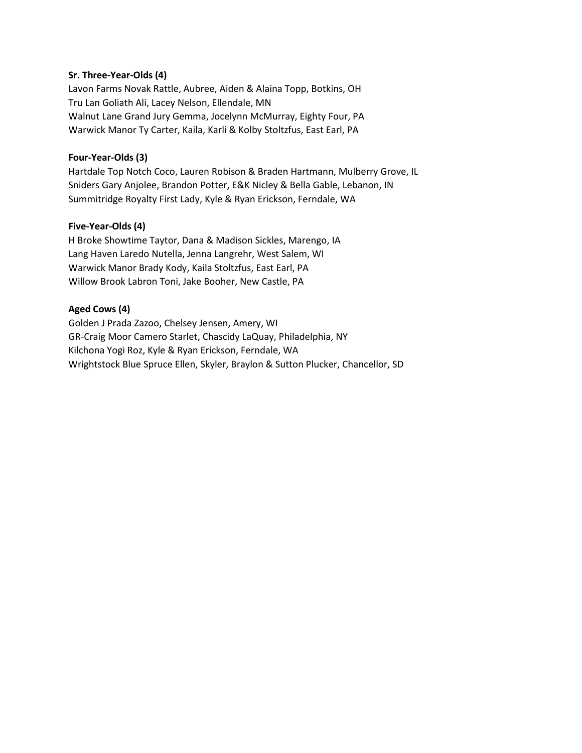**Sr. Three-Year-Olds (4)**

Lavon Farms Novak Rattle, Aubree, Aiden & Alaina Topp, Botkins, OH
Tru Lan Goliath Ali, Lacey Nelson, Ellendale, MN
Walnut Lane Grand Jury Gemma, Jocelynn McMurray, Eighty Four, PA
Warwick Manor Ty Carter, Kaila, Karli & Kolby Stoltzfus, East Earl, PA

**Four-Year-Olds (3)**

Hartdale Top Notch Coco, Lauren Robison & Braden Hartmann, Mulberry Grove, IL
Sniders Gary Anjolee, Brandon Potter, E&K Nicley & Bella Gable, Lebanon, IN
Summitridge Royalty First Lady, Kyle & Ryan Erickson, Ferndale, WA

**Five-Year-Olds (4)**

H Broke Showtime Taytor, Dana & Madison Sickles, Marengo, IA
Lang Haven Laredo Nutella, Jenna Langrehr, West Salem, WI
Warwick Manor Brady Kody, Kaila Stoltzfus, East Earl, PA
Willow Brook Labron Toni, Jake Booher, New Castle, PA

**Aged Cows (4)**

Golden J Prada Zazoo, Chelsey Jensen, Amery, WI
GR-Craig Moor Camero Starlet, Chascidy LaQuay, Philadelphia, NY
Kilchona Yogi Roz, Kyle & Ryan Erickson, Ferndale, WA
Wrightstock Blue Spruce Ellen, Skyler, Braylon & Sutton Plucker, Chancellor, SD